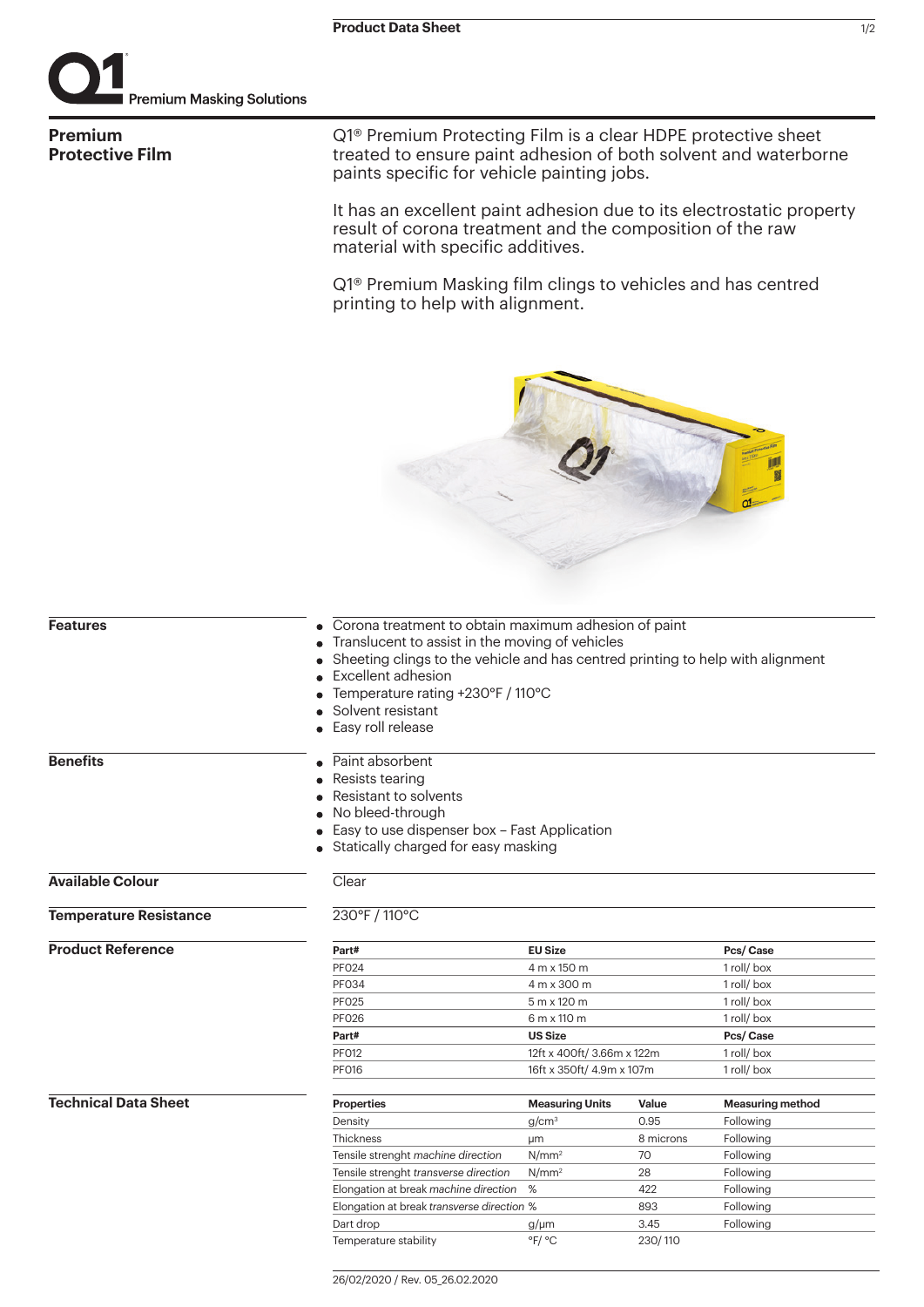Q1 Premium Masking Solutions

Product Data Sheet

# Premium Protective Film

Q1® Premium Protecting Film is a clear HDPE protective sheet treated to ensure paint adhesion of both solvent and waterborne paints specific for vehicle painting jobs.

It has an excellent paint adhesion due to its electrostatic property result of corona treatment and the composition of the raw material with specific additives.

Q1® Premium Masking film clings to vehicles and has centred printing to help with alignment.

## Features

- Corona treatment to obtain maximum adhesion of paint
- Translucent to assist in the moving of vehicles
- Sheeting clings to the vehicle and has centred printing to help with alignment
- Excellent adhesion
- Temperature rating +230°F / 110°C
- Solvent resistant
- Easy roll release

## Benefits

- Paint absorbent
- Resists tearing
- Resistant to solvents
- No bleed-through
- Easy to use dispenser box – Fast Application
- Statically charged for easy masking

## Available Colour

Clear

## Temperature Resistance

230°F / 110°C

## Product Reference

| Part# | EU Size | Pcs/ Case |
|---|---|---|
| PF024 | 4 m x 150 m | 1 roll/ box |
| PF034 | 4 m x 300 m | 1 roll/ box |
| PF025 | 5 m x 120 m | 1 roll/ box |
| PF026 | 6 m x 110 m | 1 roll/ box |
| **Part#** | **US Size** | **Pcs/ Case** |
| PF012 | 12ft x 400ft/ 3.66m x 122m | 1 roll/ box |
| PF016 | 16ft x 350ft/ 4.9m x 107m | 1 roll/ box |

## Technical Data Sheet

| Properties | Measuring Units | Value | Measuring method |
|---|---|---|---|
| Density | g/cm³ | 0.95 | Following |
| Thickness | µm | 8 microns | Following |
| Tensile strenght *machine direction* | N/mm² | 70 | Following |
| Tensile strenght *transverse direction* | N/mm² | 28 | Following |
| Elongation at break *machine direction* | % | 422 | Following |
| Elongation at break *transverse direction* | % | 893 | Following |
| Dart drop | g/µm | 3.45 | Following |
| Temperature stability | °F/ °C | 230/ 110 | |

26/02/2020 / Rev. 05_26.02.2020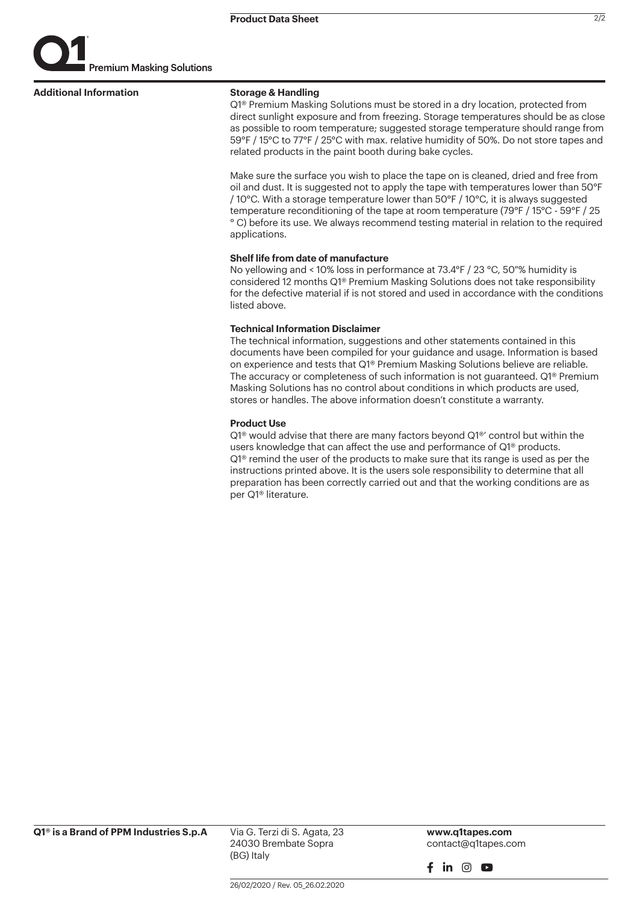## Additional Information

### Storage & Handling

Q1® Premium Masking Solutions must be stored in a dry location, protected from direct sunlight exposure and from freezing. Storage temperatures should be as close as possible to room temperature; suggested storage temperature should range from 59°F / 15°C to 77°F / 25°C with max. relative humidity of 50%. Do not store tapes and related products in the paint booth during bake cycles.

Make sure the surface you wish to place the tape on is cleaned, dried and free from oil and dust. It is suggested not to apply the tape with temperatures lower than 50°F / 10°C. With a storage temperature lower than 50°F / 10°C, it is always suggested temperature reconditioning of the tape at room temperature (79°F / 15°C - 59°F / 25 ° C) before its use. We always recommend testing material in relation to the required applications.

### Shelf life from date of manufacture

No yellowing and < 10% loss in performance at 73.4°F / 23 °C, 50"% humidity is considered 12 months Q1® Premium Masking Solutions does not take responsibility for the defective material if is not stored and used in accordance with the conditions listed above.

### Technical Information Disclaimer

The technical information, suggestions and other statements contained in this documents have been compiled for your guidance and usage. Information is based on experience and tests that Q1® Premium Masking Solutions believe are reliable. The accuracy or completeness of such information is not guaranteed. Q1® Premium Masking Solutions has no control about conditions in which products are used, stores or handles. The above information doesn't constitute a warranty.

### Product Use

Q1® would advise that there are many factors beyond Q1®' control but within the users knowledge that can affect the use and performance of Q1® products. Q1® remind the user of the products to make sure that its range is used as per the instructions printed above. It is the users sole responsibility to determine that all preparation has been correctly carried out and that the working conditions are as per Q1® literature.

**Q1® is a Brand of PPM Industries S.p.A**

Via G. Terzi di S. Agata, 23
24030 Brembate Sopra
(BG) Italy

**www.q1tapes.com**
contact@q1tapes.com

26/02/2020 / Rev. 05_26.02.2020